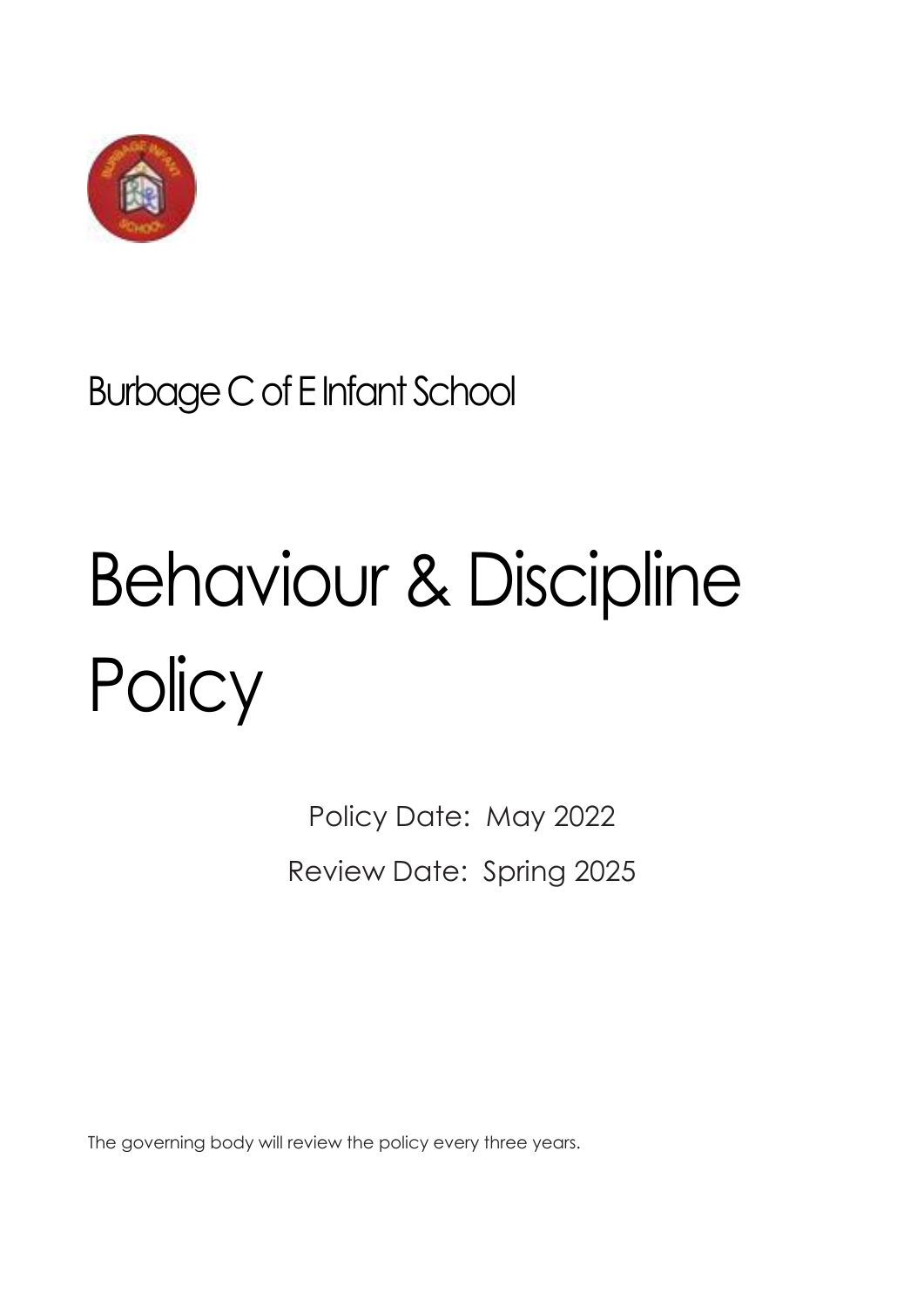Burbage C of E Infant School

# Behaviour & Discipline Policy

Policy Date: May 2022

Review Date: Spring 2025

The governing body will review the policy every three years.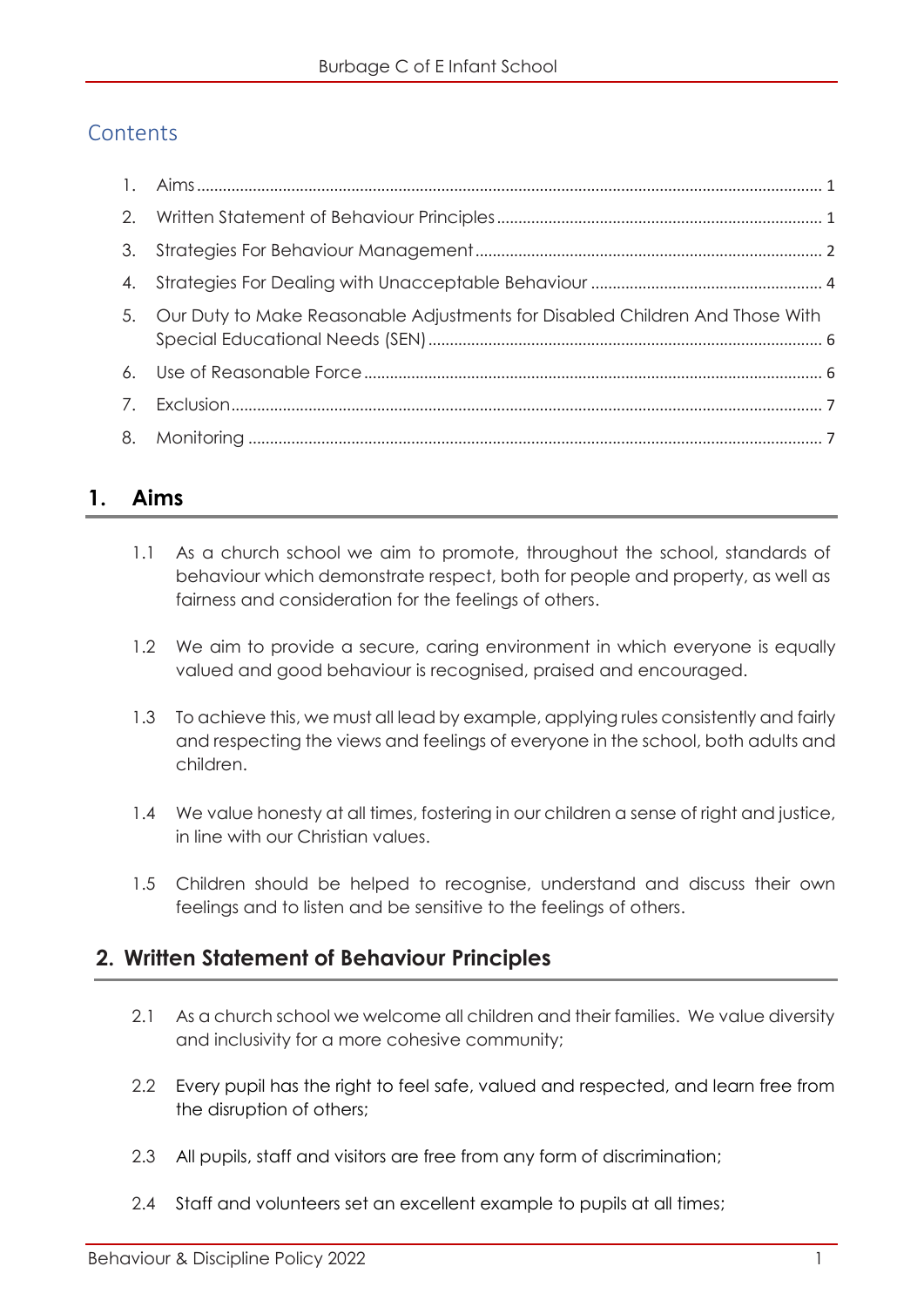## Contents

1. Aims ............................................................ 1
2. Written Statement of Behaviour Principles ............................................................ 1
3. Strategies For Behaviour Management ............................................................ 2
4. Strategies For Dealing with Unacceptable Behaviour ............................................................ 4
5. Our Duty to Make Reasonable Adjustments for Disabled Children And Those With Special Educational Needs (SEN) ............................................................ 6
6. Use of Reasonable Force ............................................................ 6
7. Exclusion ............................................................ 7
8. Monitoring ............................................................ 7

## 1. Aims

1.1 As a church school we aim to promote, throughout the school, standards of behaviour which demonstrate respect, both for people and property, as well as fairness and consideration for the feelings of others.

1.2 We aim to provide a secure, caring environment in which everyone is equally valued and good behaviour is recognised, praised and encouraged.

1.3 To achieve this, we must all lead by example, applying rules consistently and fairly and respecting the views and feelings of everyone in the school, both adults and children.

1.4 We value honesty at all times, fostering in our children a sense of right and justice, in line with our Christian values.

1.5 Children should be helped to recognise, understand and discuss their own feelings and to listen and be sensitive to the feelings of others.

## 2. Written Statement of Behaviour Principles

2.1 As a church school we welcome all children and their families. We value diversity and inclusivity for a more cohesive community;

2.2 Every pupil has the right to feel safe, valued and respected, and learn free from the disruption of others;

2.3 All pupils, staff and visitors are free from any form of discrimination;

2.4 Staff and volunteers set an excellent example to pupils at all times;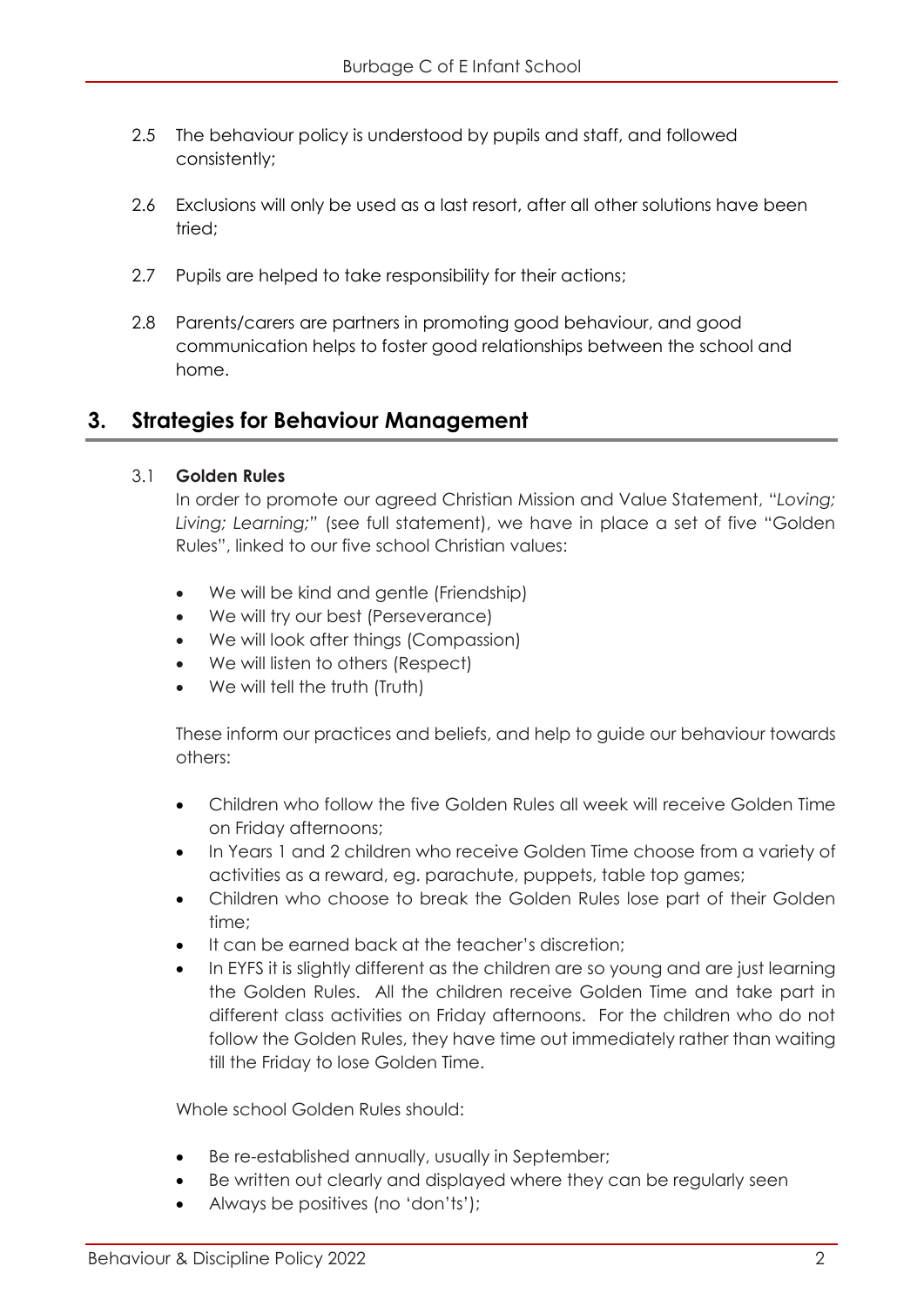2.5 The behaviour policy is understood by pupils and staff, and followed consistently;

2.6 Exclusions will only be used as a last resort, after all other solutions have been tried;

2.7 Pupils are helped to take responsibility for their actions;

2.8 Parents/carers are partners in promoting good behaviour, and good communication helps to foster good relationships between the school and home.

## 3. Strategies for Behaviour Management

### 3.1 Golden Rules

In order to promote our agreed Christian Mission and Value Statement, "*Loving; Living; Learning;*" (see full statement), we have in place a set of five "Golden Rules", linked to our five school Christian values:

- We will be kind and gentle (Friendship)
- We will try our best (Perseverance)
- We will look after things (Compassion)
- We will listen to others (Respect)
- We will tell the truth (Truth)

These inform our practices and beliefs, and help to guide our behaviour towards others:

- Children who follow the five Golden Rules all week will receive Golden Time on Friday afternoons;
- In Years 1 and 2 children who receive Golden Time choose from a variety of activities as a reward, eg. parachute, puppets, table top games;
- Children who choose to break the Golden Rules lose part of their Golden time;
- It can be earned back at the teacher's discretion;
- In EYFS it is slightly different as the children are so young and are just learning the Golden Rules. All the children receive Golden Time and take part in different class activities on Friday afternoons. For the children who do not follow the Golden Rules, they have time out immediately rather than waiting till the Friday to lose Golden Time.

Whole school Golden Rules should:

- Be re-established annually, usually in September;
- Be written out clearly and displayed where they can be regularly seen
- Always be positives (no 'don'ts');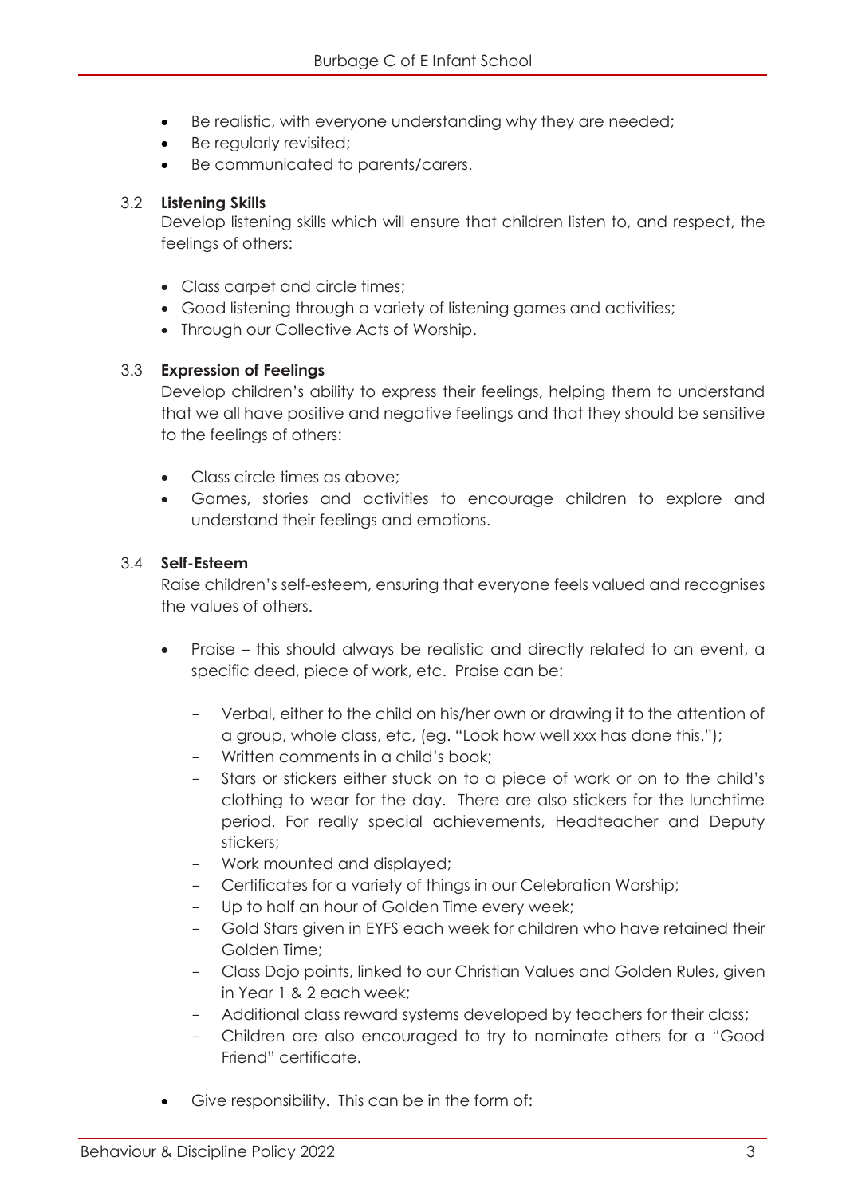- Be realistic, with everyone understanding why they are needed;
- Be regularly revisited;
- Be communicated to parents/carers.

3.2 **Listening Skills**

Develop listening skills which will ensure that children listen to, and respect, the feelings of others:

- Class carpet and circle times;
- Good listening through a variety of listening games and activities;
- Through our Collective Acts of Worship.

3.3 **Expression of Feelings**

Develop children's ability to express their feelings, helping them to understand that we all have positive and negative feelings and that they should be sensitive to the feelings of others:

- Class circle times as above;
- Games, stories and activities to encourage children to explore and understand their feelings and emotions.

3.4 **Self-Esteem**

Raise children's self-esteem, ensuring that everyone feels valued and recognises the values of others.

- Praise – this should always be realistic and directly related to an event, a specific deed, piece of work, etc. Praise can be:
  - Verbal, either to the child on his/her own or drawing it to the attention of a group, whole class, etc, (eg. "Look how well xxx has done this.");
  - Written comments in a child's book;
  - Stars or stickers either stuck on to a piece of work or on to the child's clothing to wear for the day. There are also stickers for the lunchtime period. For really special achievements, Headteacher and Deputy stickers;
  - Work mounted and displayed;
  - Certificates for a variety of things in our Celebration Worship;
  - Up to half an hour of Golden Time every week;
  - Gold Stars given in EYFS each week for children who have retained their Golden Time;
  - Class Dojo points, linked to our Christian Values and Golden Rules, given in Year 1 & 2 each week;
  - Additional class reward systems developed by teachers for their class;
  - Children are also encouraged to try to nominate others for a "Good Friend" certificate.
- Give responsibility. This can be in the form of: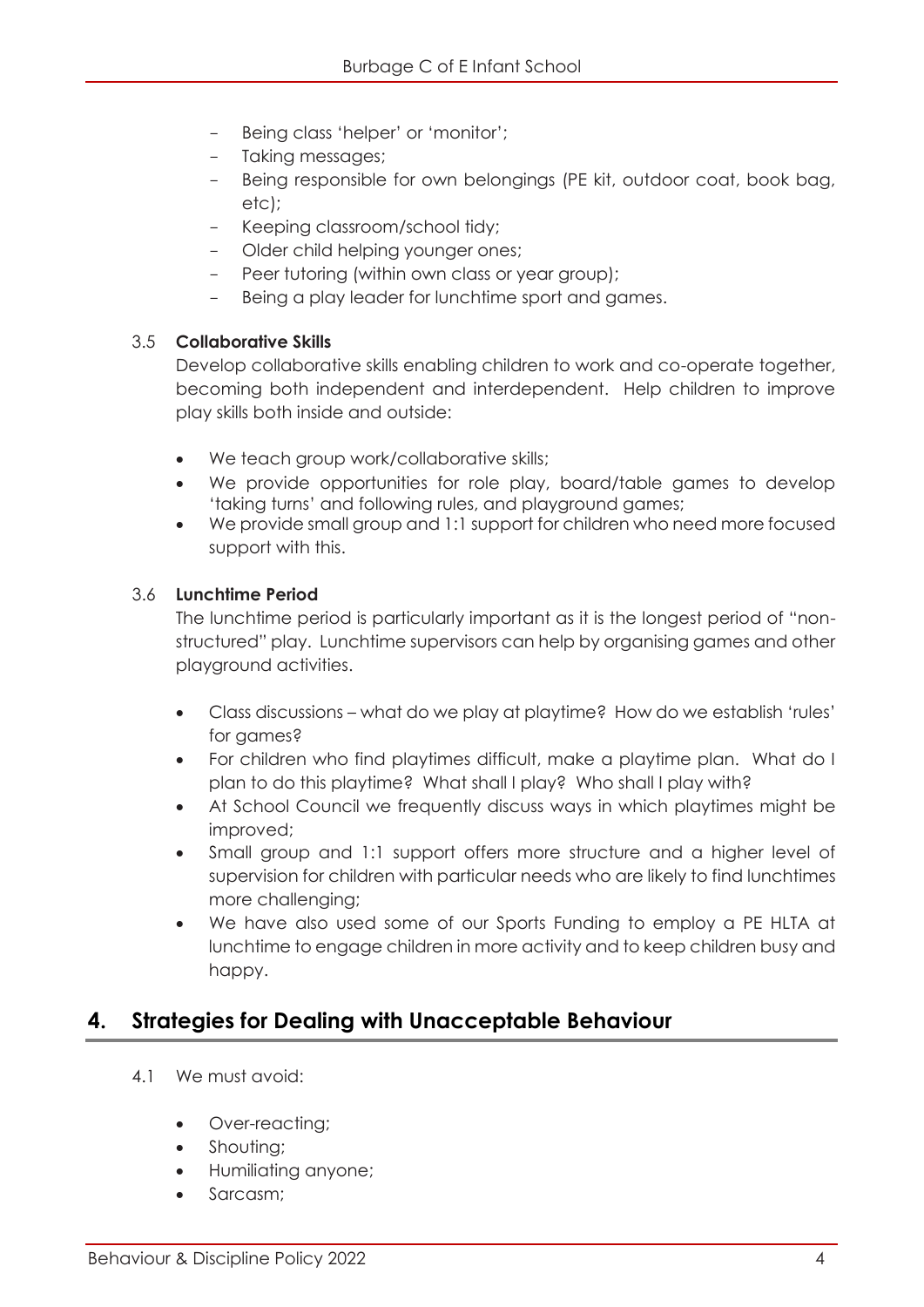- Being class 'helper' or 'monitor';
- Taking messages;
- Being responsible for own belongings (PE kit, outdoor coat, book bag, etc);
- Keeping classroom/school tidy;
- Older child helping younger ones;
- Peer tutoring (within own class or year group);
- Being a play leader for lunchtime sport and games.

### 3.5 Collaborative Skills

Develop collaborative skills enabling children to work and co-operate together, becoming both independent and interdependent. Help children to improve play skills both inside and outside:

- We teach group work/collaborative skills;
- We provide opportunities for role play, board/table games to develop 'taking turns' and following rules, and playground games;
- We provide small group and 1:1 support for children who need more focused support with this.

### 3.6 Lunchtime Period

The lunchtime period is particularly important as it is the longest period of "non-structured" play. Lunchtime supervisors can help by organising games and other playground activities.

- Class discussions – what do we play at playtime? How do we establish 'rules' for games?
- For children who find playtimes difficult, make a playtime plan. What do I plan to do this playtime? What shall I play? Who shall I play with?
- At School Council we frequently discuss ways in which playtimes might be improved;
- Small group and 1:1 support offers more structure and a higher level of supervision for children with particular needs who are likely to find lunchtimes more challenging;
- We have also used some of our Sports Funding to employ a PE HLTA at lunchtime to engage children in more activity and to keep children busy and happy.

## 4. Strategies for Dealing with Unacceptable Behaviour

4.1 We must avoid:

- Over-reacting;
- Shouting;
- Humiliating anyone;
- Sarcasm;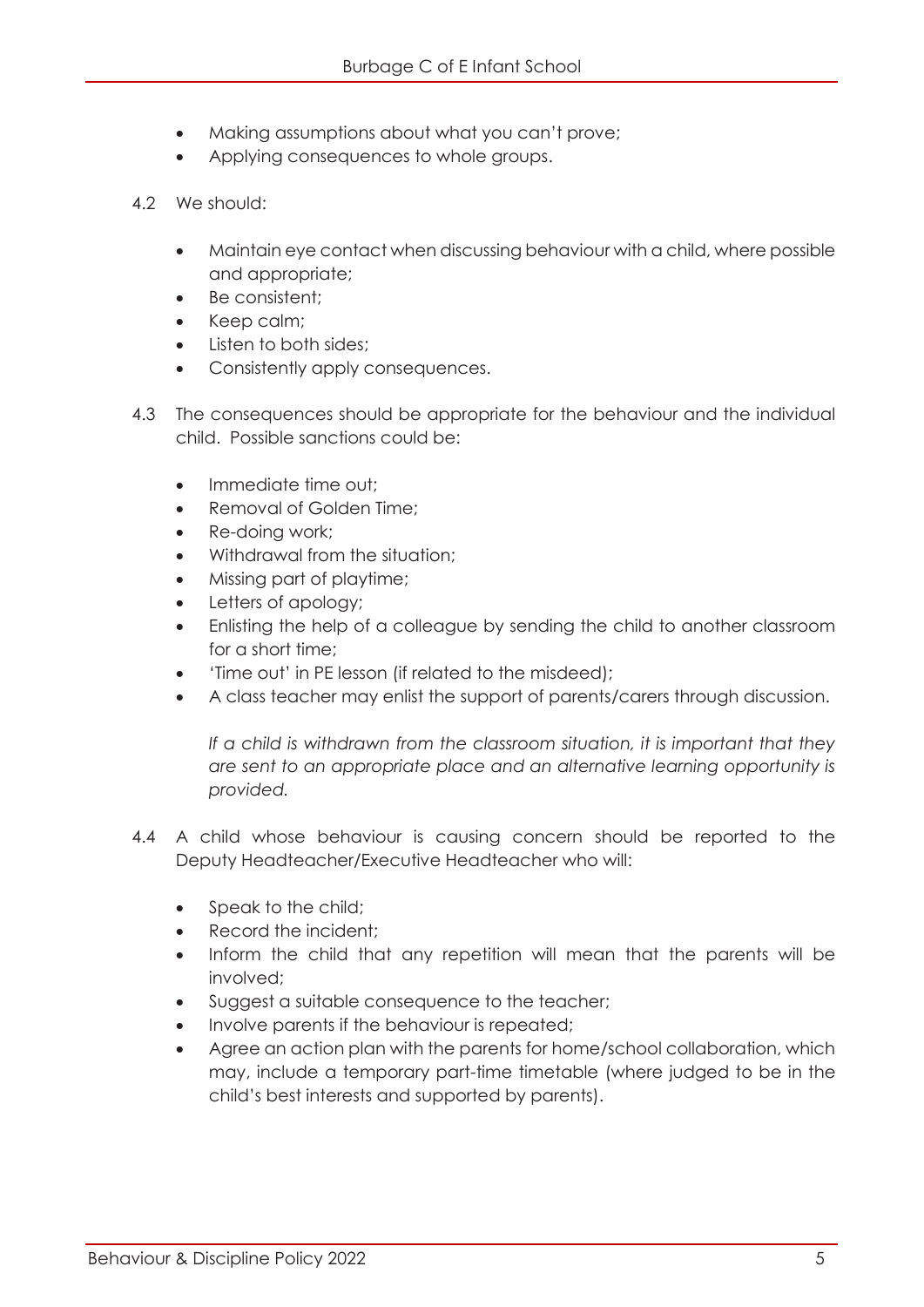- Making assumptions about what you can't prove;
- Applying consequences to whole groups.

4.2 We should:

- Maintain eye contact when discussing behaviour with a child, where possible and appropriate;
- Be consistent;
- Keep calm;
- Listen to both sides;
- Consistently apply consequences.

4.3 The consequences should be appropriate for the behaviour and the individual child. Possible sanctions could be:

- Immediate time out;
- Removal of Golden Time;
- Re-doing work;
- Withdrawal from the situation;
- Missing part of playtime;
- Letters of apology;
- Enlisting the help of a colleague by sending the child to another classroom for a short time;
- 'Time out' in PE lesson (if related to the misdeed);
- A class teacher may enlist the support of parents/carers through discussion.

*If a child is withdrawn from the classroom situation, it is important that they are sent to an appropriate place and an alternative learning opportunity is provided.*

4.4 A child whose behaviour is causing concern should be reported to the Deputy Headteacher/Executive Headteacher who will:

- Speak to the child;
- Record the incident;
- Inform the child that any repetition will mean that the parents will be involved;
- Suggest a suitable consequence to the teacher;
- Involve parents if the behaviour is repeated;
- Agree an action plan with the parents for home/school collaboration, which may, include a temporary part-time timetable (where judged to be in the child's best interests and supported by parents).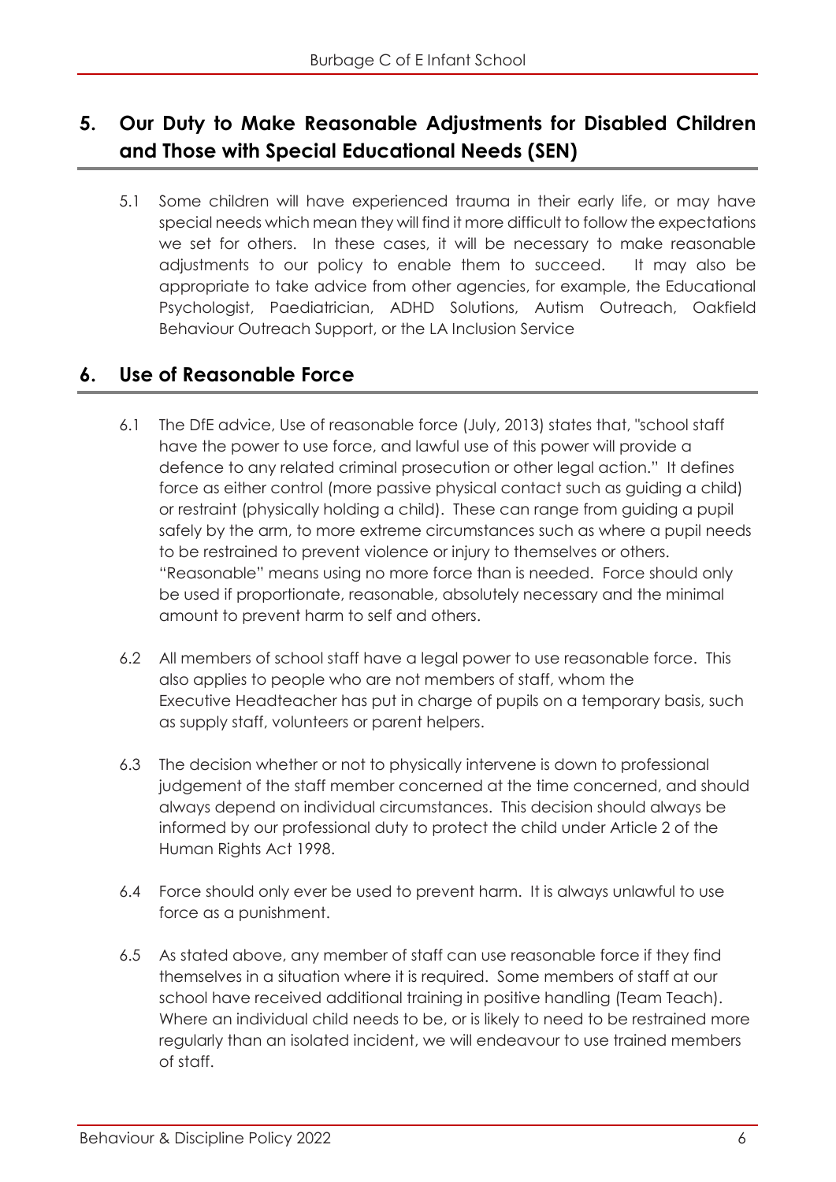## 5. Our Duty to Make Reasonable Adjustments for Disabled Children and Those with Special Educational Needs (SEN)

5.1 Some children will have experienced trauma in their early life, or may have special needs which mean they will find it more difficult to follow the expectations we set for others. In these cases, it will be necessary to make reasonable adjustments to our policy to enable them to succeed. It may also be appropriate to take advice from other agencies, for example, the Educational Psychologist, Paediatrician, ADHD Solutions, Autism Outreach, Oakfield Behaviour Outreach Support, or the LA Inclusion Service

## 6. Use of Reasonable Force

6.1 The DfE advice, Use of reasonable force (July, 2013) states that, "school staff have the power to use force, and lawful use of this power will provide a defence to any related criminal prosecution or other legal action." It defines force as either control (more passive physical contact such as guiding a child) or restraint (physically holding a child). These can range from guiding a pupil safely by the arm, to more extreme circumstances such as where a pupil needs to be restrained to prevent violence or injury to themselves or others. "Reasonable" means using no more force than is needed. Force should only be used if proportionate, reasonable, absolutely necessary and the minimal amount to prevent harm to self and others.

6.2 All members of school staff have a legal power to use reasonable force. This also applies to people who are not members of staff, whom the Executive Headteacher has put in charge of pupils on a temporary basis, such as supply staff, volunteers or parent helpers.

6.3 The decision whether or not to physically intervene is down to professional judgement of the staff member concerned at the time concerned, and should always depend on individual circumstances. This decision should always be informed by our professional duty to protect the child under Article 2 of the Human Rights Act 1998.

6.4 Force should only ever be used to prevent harm. It is always unlawful to use force as a punishment.

6.5 As stated above, any member of staff can use reasonable force if they find themselves in a situation where it is required. Some members of staff at our school have received additional training in positive handling (Team Teach). Where an individual child needs to be, or is likely to need to be restrained more regularly than an isolated incident, we will endeavour to use trained members of staff.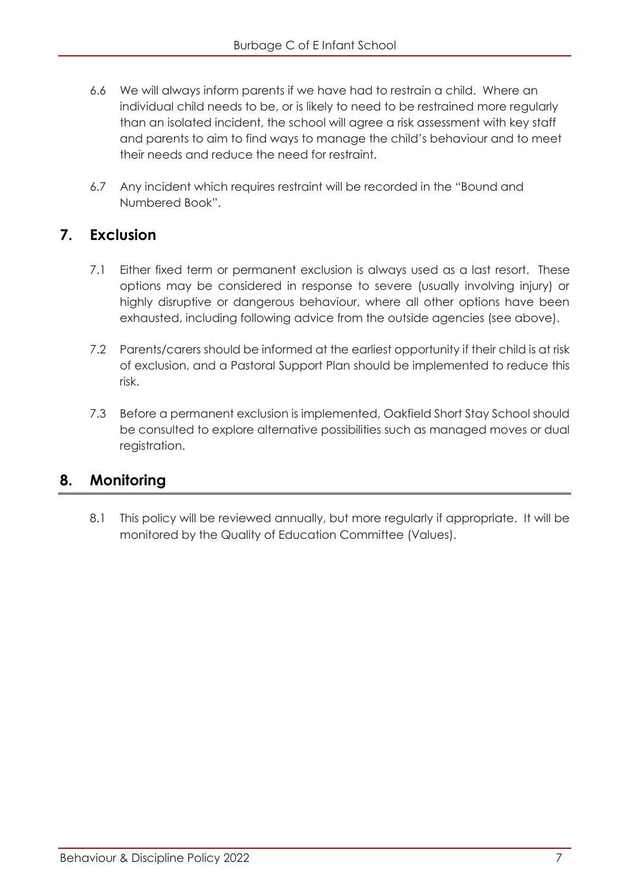6.6 We will always inform parents if we have had to restrain a child. Where an individual child needs to be, or is likely to need to be restrained more regularly than an isolated incident, the school will agree a risk assessment with key staff and parents to aim to find ways to manage the child's behaviour and to meet their needs and reduce the need for restraint.

6.7 Any incident which requires restraint will be recorded in the "Bound and Numbered Book".

## 7. Exclusion

7.1 Either fixed term or permanent exclusion is always used as a last resort. These options may be considered in response to severe (usually involving injury) or highly disruptive or dangerous behaviour, where all other options have been exhausted, including following advice from the outside agencies (see above).

7.2 Parents/carers should be informed at the earliest opportunity if their child is at risk of exclusion, and a Pastoral Support Plan should be implemented to reduce this risk.

7.3 Before a permanent exclusion is implemented, Oakfield Short Stay School should be consulted to explore alternative possibilities such as managed moves or dual registration.

## 8. Monitoring

8.1 This policy will be reviewed annually, but more regularly if appropriate. It will be monitored by the Quality of Education Committee (Values).